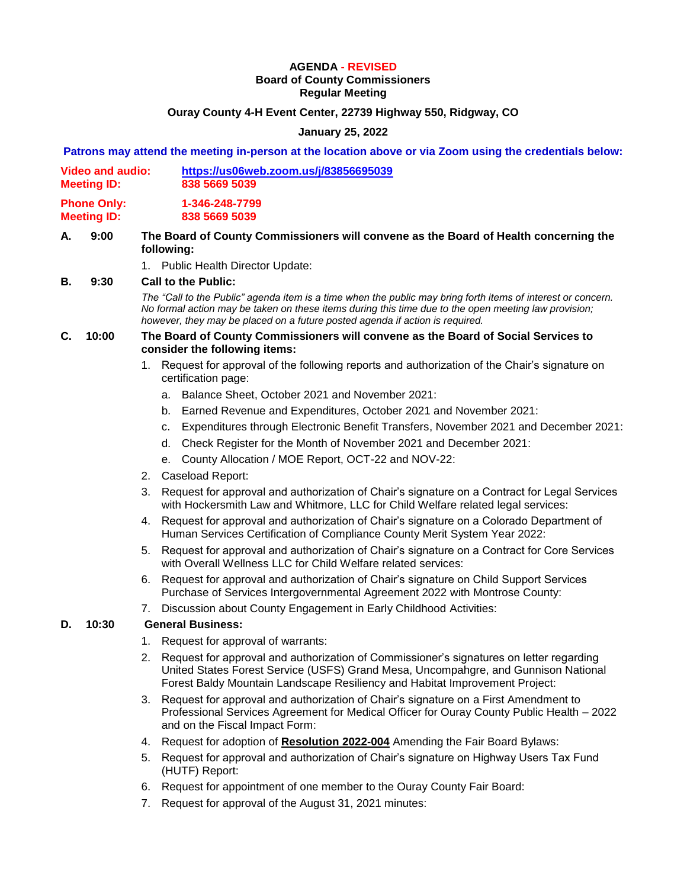# AGENDA - REVISED

## Board of County Commissioners
## Regular Meeting

**Ouray County 4-H Event Center, 22739 Highway 550, Ridgway, CO**

**January 25, 2022**

**Patrons may attend the meeting in-person at the location above or via Zoom using the credentials below:**

**Video and audio:** **https://us06web.zoom.us/j/83856695039**
**Meeting ID:** **838 5669 5039**

**Phone Only:** **1-346-248-7799**
**Meeting ID:** **838 5669 5039**

**A. 9:00 The Board of County Commissioners will convene as the Board of Health concerning the following:**

1. Public Health Director Update:

**B. 9:30 Call to the Public:**

*The "Call to the Public" agenda item is a time when the public may bring forth items of interest or concern. No formal action may be taken on these items during this time due to the open meeting law provision; however, they may be placed on a future posted agenda if action is required.*

**C. 10:00 The Board of County Commissioners will convene as the Board of Social Services to consider the following items:**

1. Request for approval of the following reports and authorization of the Chair's signature on certification page:
   a. Balance Sheet, October 2021 and November 2021:
   b. Earned Revenue and Expenditures, October 2021 and November 2021:
   c. Expenditures through Electronic Benefit Transfers, November 2021 and December 2021:
   d. Check Register for the Month of November 2021 and December 2021:
   e. County Allocation / MOE Report, OCT-22 and NOV-22:
2. Caseload Report:
3. Request for approval and authorization of Chair's signature on a Contract for Legal Services with Hockersmith Law and Whitmore, LLC for Child Welfare related legal services:
4. Request for approval and authorization of Chair's signature on a Colorado Department of Human Services Certification of Compliance County Merit System Year 2022:
5. Request for approval and authorization of Chair's signature on a Contract for Core Services with Overall Wellness LLC for Child Welfare related services:
6. Request for approval and authorization of Chair's signature on Child Support Services Purchase of Services Intergovernmental Agreement 2022 with Montrose County:
7. Discussion about County Engagement in Early Childhood Activities:

**D. 10:30 General Business:**

1. Request for approval of warrants:
2. Request for approval and authorization of Commissioner's signatures on letter regarding United States Forest Service (USFS) Grand Mesa, Uncompahgre, and Gunnison National Forest Baldy Mountain Landscape Resiliency and Habitat Improvement Project:
3. Request for approval and authorization of Chair's signature on a First Amendment to Professional Services Agreement for Medical Officer for Ouray County Public Health – 2022 and on the Fiscal Impact Form:
4. Request for adoption of **Resolution 2022-004** Amending the Fair Board Bylaws:
5. Request for approval and authorization of Chair's signature on Highway Users Tax Fund (HUTF) Report:
6. Request for appointment of one member to the Ouray County Fair Board:
7. Request for approval of the August 31, 2021 minutes: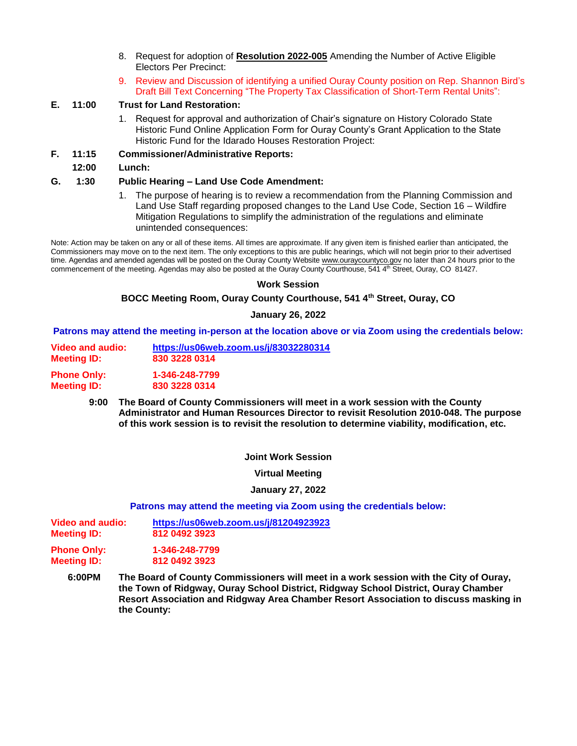8. Request for adoption of **Resolution 2022-005** Amending the Number of Active Eligible Electors Per Precinct:
9. Review and Discussion of identifying a unified Ouray County position on Rep. Shannon Bird's Draft Bill Text Concerning "The Property Tax Classification of Short-Term Rental Units":

**E. 11:00 Trust for Land Restoration:**

1. Request for approval and authorization of Chair's signature on History Colorado State Historic Fund Online Application Form for Ouray County's Grant Application to the State Historic Fund for the Idarado Houses Restoration Project:

**F. 11:15 Commissioner/Administrative Reports:**

**12:00 Lunch:**

**G. 1:30 Public Hearing – Land Use Code Amendment:**

1. The purpose of hearing is to review a recommendation from the Planning Commission and Land Use Staff regarding proposed changes to the Land Use Code, Section 16 – Wildfire Mitigation Regulations to simplify the administration of the regulations and eliminate unintended consequences:

Note: Action may be taken on any or all of these items. All times are approximate. If any given item is finished earlier than anticipated, the Commissioners may move on to the next item. The only exceptions to this are public hearings, which will not begin prior to their advertised time. Agendas and amended agendas will be posted on the Ouray County Website www.ouraycountyco.gov no later than 24 hours prior to the commencement of the meeting. Agendas may also be posted at the Ouray County Courthouse, 541 4th Street, Ouray, CO 81427.

**Work Session**

**BOCC Meeting Room, Ouray County Courthouse, 541 4th Street, Ouray, CO**

**January 26, 2022**

**Patrons may attend the meeting in-person at the location above or via Zoom using the credentials below:**

**Video and audio:** **https://us06web.zoom.us/j/83032280314**
**Meeting ID:** **830 3228 0314**

**Phone Only:** **1-346-248-7799**
**Meeting ID:** **830 3228 0314**

**9:00 The Board of County Commissioners will meet in a work session with the County Administrator and Human Resources Director to revisit Resolution 2010-048. The purpose of this work session is to revisit the resolution to determine viability, modification, etc.**

**Joint Work Session**

**Virtual Meeting**

**January 27, 2022**

**Patrons may attend the meeting via Zoom using the credentials below:**

**Video and audio:** **https://us06web.zoom.us/j/81204923923**
**Meeting ID:** **812 0492 3923**

**Phone Only:** **1-346-248-7799**
**Meeting ID:** **812 0492 3923**

**6:00PM The Board of County Commissioners will meet in a work session with the City of Ouray, the Town of Ridgway, Ouray School District, Ridgway School District, Ouray Chamber Resort Association and Ridgway Area Chamber Resort Association to discuss masking in the County:**